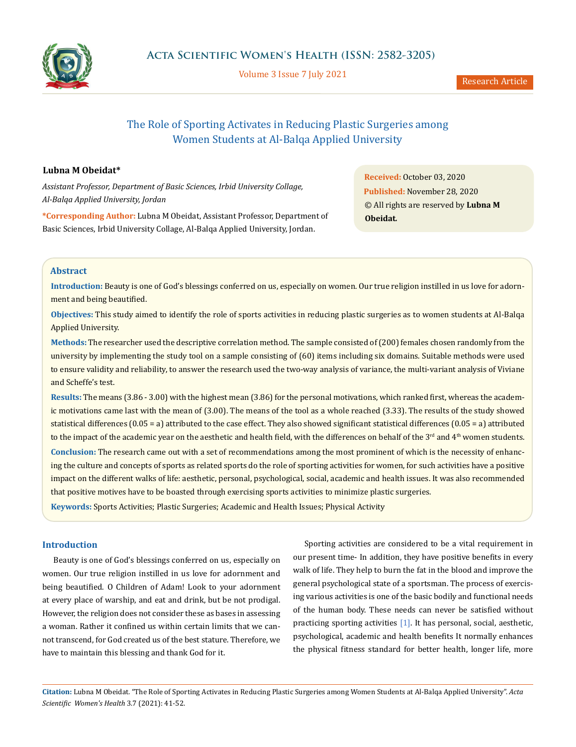# The Role of Sporting Activates in Reducing Plastic Surgeries among Women Students at Al-Balqa Applied University

**Lubna M Obeidat***

*Assistant Professor, Department of Basic Sciences, Irbid University Collage, Al-Balqa Applied University, Jordan*

***Corresponding Author:** Lubna M Obeidat, Assistant Professor, Department of Basic Sciences, Irbid University Collage, Al-Balqa Applied University, Jordan.

**Received:** October 03, 2020
**Published:** November 28, 2020
© All rights are reserved by **Lubna M Obeidat.**

## Abstract

**Introduction:** Beauty is one of God's blessings conferred on us, especially on women. Our true religion instilled in us love for adornment and being beautified.

**Objectives:** This study aimed to identify the role of sports activities in reducing plastic surgeries as to women students at Al-Balqa Applied University.

**Methods:** The researcher used the descriptive correlation method. The sample consisted of (200) females chosen randomly from the university by implementing the study tool on a sample consisting of (60) items including six domains. Suitable methods were used to ensure validity and reliability, to answer the research used the two-way analysis of variance, the multi-variant analysis of Viviane and Scheffe's test.

**Results:** The means (3.86 - 3.00) with the highest mean (3.86) for the personal motivations, which ranked first, whereas the academic motivations came last with the mean of (3.00). The means of the tool as a whole reached (3.33). The results of the study showed statistical differences (0.05 = a) attributed to the case effect. They also showed significant statistical differences (0.05 = a) attributed to the impact of the academic year on the aesthetic and health field, with the differences on behalf of the 3rd and 4th women students.

**Conclusion:** The research came out with a set of recommendations among the most prominent of which is the necessity of enhancing the culture and concepts of sports as related sports do the role of sporting activities for women, for such activities have a positive impact on the different walks of life: aesthetic, personal, psychological, social, academic and health issues. It was also recommended that positive motives have to be boasted through exercising sports activities to minimize plastic surgeries.

**Keywords:** Sports Activities; Plastic Surgeries; Academic and Health Issues; Physical Activity

## Introduction

Beauty is one of God's blessings conferred on us, especially on women. Our true religion instilled in us love for adornment and being beautified. O Children of Adam! Look to your adornment at every place of warship, and eat and drink, but be not prodigal. However, the religion does not consider these as bases in assessing a woman. Rather it confined us within certain limits that we cannot transcend, for God created us of the best stature. Therefore, we have to maintain this blessing and thank God for it.

Sporting activities are considered to be a vital requirement in our present time- In addition, they have positive benefits in every walk of life. They help to burn the fat in the blood and improve the general psychological state of a sportsman. The process of exercising various activities is one of the basic bodily and functional needs of the human body. These needs can never be satisfied without practicing sporting activities [1]. It has personal, social, aesthetic, psychological, academic and health benefits It normally enhances the physical fitness standard for better health, longer life, more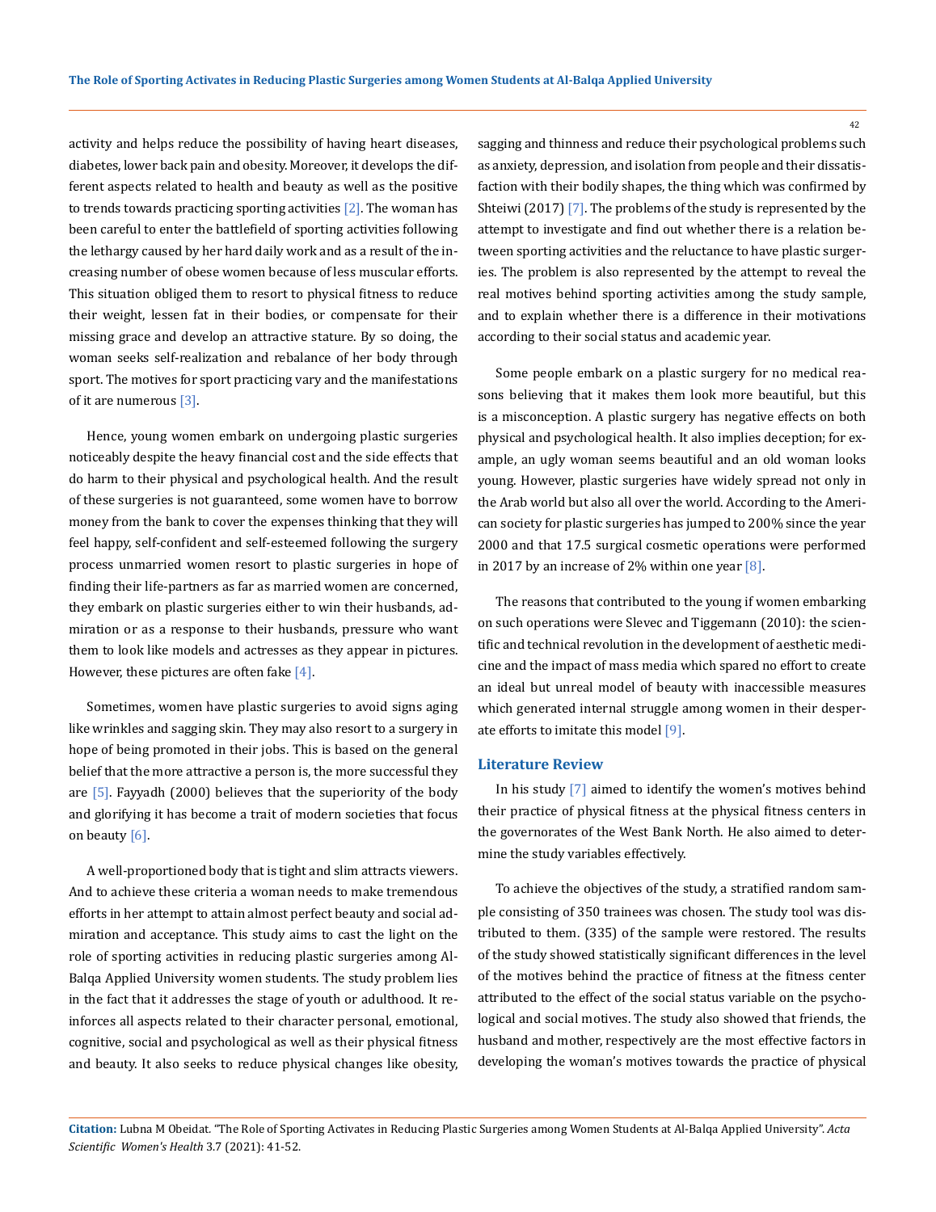activity and helps reduce the possibility of having heart diseases, diabetes, lower back pain and obesity. Moreover, it develops the different aspects related to health and beauty as well as the positive to trends towards practicing sporting activities [2]. The woman has been careful to enter the battlefield of sporting activities following the lethargy caused by her hard daily work and as a result of the increasing number of obese women because of less muscular efforts. This situation obliged them to resort to physical fitness to reduce their weight, lessen fat in their bodies, or compensate for their missing grace and develop an attractive stature. By so doing, the woman seeks self-realization and rebalance of her body through sport. The motives for sport practicing vary and the manifestations of it are numerous [3].

Hence, young women embark on undergoing plastic surgeries noticeably despite the heavy financial cost and the side effects that do harm to their physical and psychological health. And the result of these surgeries is not guaranteed, some women have to borrow money from the bank to cover the expenses thinking that they will feel happy, self-confident and self-esteemed following the surgery process unmarried women resort to plastic surgeries in hope of finding their life-partners as far as married women are concerned, they embark on plastic surgeries either to win their husbands, admiration or as a response to their husbands, pressure who want them to look like models and actresses as they appear in pictures. However, these pictures are often fake [4].

Sometimes, women have plastic surgeries to avoid signs aging like wrinkles and sagging skin. They may also resort to a surgery in hope of being promoted in their jobs. This is based on the general belief that the more attractive a person is, the more successful they are [5]. Fayyadh (2000) believes that the superiority of the body and glorifying it has become a trait of modern societies that focus on beauty [6].

A well-proportioned body that is tight and slim attracts viewers. And to achieve these criteria a woman needs to make tremendous efforts in her attempt to attain almost perfect beauty and social admiration and acceptance. This study aims to cast the light on the role of sporting activities in reducing plastic surgeries among Al-Balqa Applied University women students. The study problem lies in the fact that it addresses the stage of youth or adulthood. It reinforces all aspects related to their character personal, emotional, cognitive, social and psychological as well as their physical fitness and beauty. It also seeks to reduce physical changes like obesity, sagging and thinness and reduce their psychological problems such as anxiety, depression, and isolation from people and their dissatisfaction with their bodily shapes, the thing which was confirmed by Shteiwi (2017) [7]. The problems of the study is represented by the attempt to investigate and find out whether there is a relation between sporting activities and the reluctance to have plastic surgeries. The problem is also represented by the attempt to reveal the real motives behind sporting activities among the study sample, and to explain whether there is a difference in their motivations according to their social status and academic year.

Some people embark on a plastic surgery for no medical reasons believing that it makes them look more beautiful, but this is a misconception. A plastic surgery has negative effects on both physical and psychological health. It also implies deception; for example, an ugly woman seems beautiful and an old woman looks young. However, plastic surgeries have widely spread not only in the Arab world but also all over the world. According to the American society for plastic surgeries has jumped to 200% since the year 2000 and that 17.5 surgical cosmetic operations were performed in 2017 by an increase of 2% within one year [8].

The reasons that contributed to the young if women embarking on such operations were Slevec and Tiggemann (2010): the scientific and technical revolution in the development of aesthetic medicine and the impact of mass media which spared no effort to create an ideal but unreal model of beauty with inaccessible measures which generated internal struggle among women in their desperate efforts to imitate this model [9].

## Literature Review

In his study [7] aimed to identify the women's motives behind their practice of physical fitness at the physical fitness centers in the governorates of the West Bank North. He also aimed to determine the study variables effectively.

To achieve the objectives of the study, a stratified random sample consisting of 350 trainees was chosen. The study tool was distributed to them. (335) of the sample were restored. The results of the study showed statistically significant differences in the level of the motives behind the practice of fitness at the fitness center attributed to the effect of the social status variable on the psychological and social motives. The study also showed that friends, the husband and mother, respectively are the most effective factors in developing the woman's motives towards the practice of physical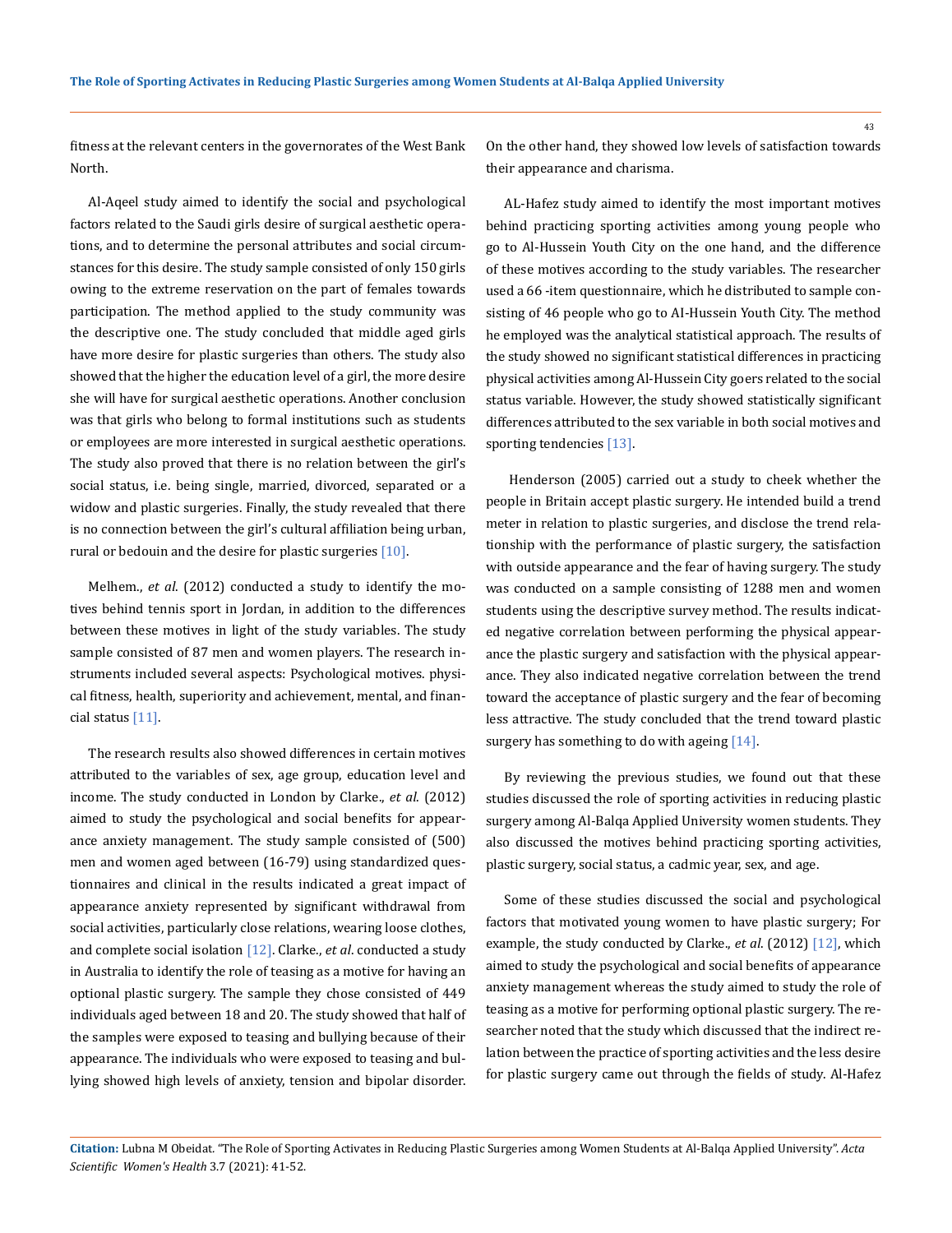fitness at the relevant centers in the governorates of the West Bank North.

Al-Aqeel study aimed to identify the social and psychological factors related to the Saudi girls desire of surgical aesthetic operations, and to determine the personal attributes and social circumstances for this desire. The study sample consisted of only 150 girls owing to the extreme reservation on the part of females towards participation. The method applied to the study community was the descriptive one. The study concluded that middle aged girls have more desire for plastic surgeries than others. The study also showed that the higher the education level of a girl, the more desire she will have for surgical aesthetic operations. Another conclusion was that girls who belong to formal institutions such as students or employees are more interested in surgical aesthetic operations. The study also proved that there is no relation between the girl's social status, i.e. being single, married, divorced, separated or a widow and plastic surgeries. Finally, the study revealed that there is no connection between the girl's cultural affiliation being urban, rural or bedouin and the desire for plastic surgeries [10].

Melhem., *et al*. (2012) conducted a study to identify the motives behind tennis sport in Jordan, in addition to the differences between these motives in light of the study variables. The study sample consisted of 87 men and women players. The research instruments included several aspects: Psychological motives. physical fitness, health, superiority and achievement, mental, and financial status [11].

The research results also showed differences in certain motives attributed to the variables of sex, age group, education level and income. The study conducted in London by Clarke., *et al*. (2012) aimed to study the psychological and social benefits for appearance anxiety management. The study sample consisted of (500) men and women aged between (16-79) using standardized questionnaires and clinical in the results indicated a great impact of appearance anxiety represented by significant withdrawal from social activities, particularly close relations, wearing loose clothes, and complete social isolation [12]. Clarke., *et al*. conducted a study in Australia to identify the role of teasing as a motive for having an optional plastic surgery. The sample they chose consisted of 449 individuals aged between 18 and 20. The study showed that half of the samples were exposed to teasing and bullying because of their appearance. The individuals who were exposed to teasing and bullying showed high levels of anxiety, tension and bipolar disorder. On the other hand, they showed low levels of satisfaction towards their appearance and charisma.

AL-Hafez study aimed to identify the most important motives behind practicing sporting activities among young people who go to Al-Hussein Youth City on the one hand, and the difference of these motives according to the study variables. The researcher used a 66 -item questionnaire, which he distributed to sample consisting of 46 people who go to AI-Hussein Youth City. The method he employed was the analytical statistical approach. The results of the study showed no significant statistical differences in practicing physical activities among Al-Hussein City goers related to the social status variable. However, the study showed statistically significant differences attributed to the sex variable in both social motives and sporting tendencies [13].

Henderson (2005) carried out a study to cheek whether the people in Britain accept plastic surgery. He intended build a trend meter in relation to plastic surgeries, and disclose the trend relationship with the performance of plastic surgery, the satisfaction with outside appearance and the fear of having surgery. The study was conducted on a sample consisting of 1288 men and women students using the descriptive survey method. The results indicated negative correlation between performing the physical appearance the plastic surgery and satisfaction with the physical appearance. They also indicated negative correlation between the trend toward the acceptance of plastic surgery and the fear of becoming less attractive. The study concluded that the trend toward plastic surgery has something to do with ageing [14].

By reviewing the previous studies, we found out that these studies discussed the role of sporting activities in reducing plastic surgery among Al-Balqa Applied University women students. They also discussed the motives behind practicing sporting activities, plastic surgery, social status, a cadmic year, sex, and age.

Some of these studies discussed the social and psychological factors that motivated young women to have plastic surgery; For example, the study conducted by Clarke., *et al*. (2012) [12], which aimed to study the psychological and social benefits of appearance anxiety management whereas the study aimed to study the role of teasing as a motive for performing optional plastic surgery. The researcher noted that the study which discussed that the indirect relation between the practice of sporting activities and the less desire for plastic surgery came out through the fields of study. Al-Hafez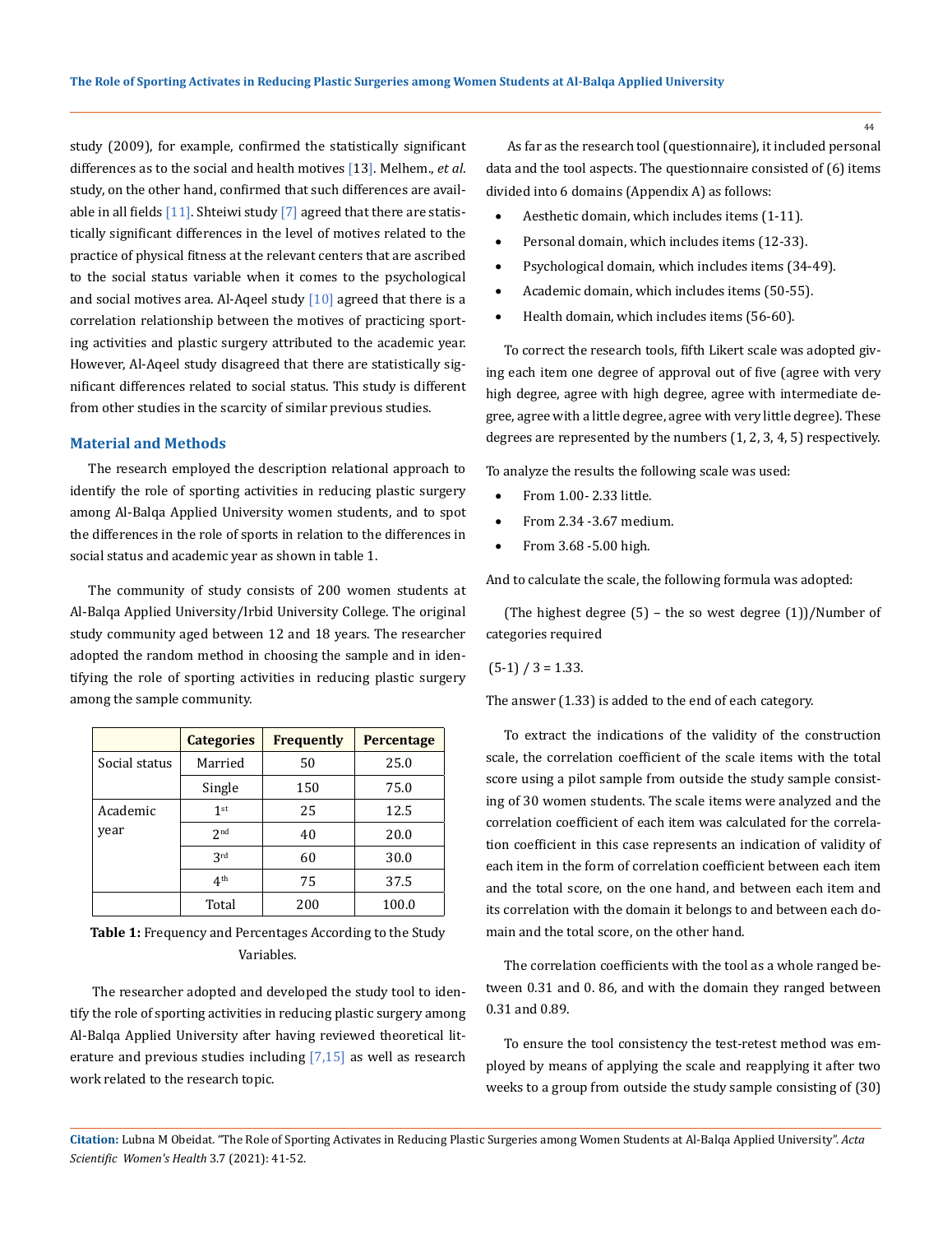study (2009), for example, confirmed the statistically significant differences as to the social and health motives [13]. Melhem., *et al*. study, on the other hand, confirmed that such differences are available in all fields [11]. Shteiwi study [7] agreed that there are statistically significant differences in the level of motives related to the practice of physical fitness at the relevant centers that are ascribed to the social status variable when it comes to the psychological and social motives area. Al-Aqeel study [10] agreed that there is a correlation relationship between the motives of practicing sporting activities and plastic surgery attributed to the academic year. However, Al-Aqeel study disagreed that there are statistically significant differences related to social status. This study is different from other studies in the scarcity of similar previous studies.

## Material and Methods

The research employed the description relational approach to identify the role of sporting activities in reducing plastic surgery among Al-Balqa Applied University women students, and to spot the differences in the role of sports in relation to the differences in social status and academic year as shown in table 1.

The community of study consists of 200 women students at Al-Balqa Applied University/Irbid University College. The original study community aged between 12 and 18 years. The researcher adopted the random method in choosing the sample and in identifying the role of sporting activities in reducing plastic surgery among the sample community.

| | Categories | Frequently | Percentage |
|---|---|---|---|
| Social status | Married | 50 | 25.0 |
| | Single | 150 | 75.0 |
| Academic year | 1st | 25 | 12.5 |
| | 2nd | 40 | 20.0 |
| | 3rd | 60 | 30.0 |
| | 4th | 75 | 37.5 |
| | Total | 200 | 100.0 |

**Table 1:** Frequency and Percentages According to the Study Variables.

The researcher adopted and developed the study tool to identify the role of sporting activities in reducing plastic surgery among Al-Balqa Applied University after having reviewed theoretical literature and previous studies including [7,15] as well as research work related to the research topic.

As far as the research tool (questionnaire), it included personal data and the tool aspects. The questionnaire consisted of (6) items divided into 6 domains (Appendix A) as follows:

- Aesthetic domain, which includes items (1-11).
- Personal domain, which includes items (12-33).
- Psychological domain, which includes items (34-49).
- Academic domain, which includes items (50-55).
- Health domain, which includes items (56-60).

To correct the research tools, fifth Likert scale was adopted giving each item one degree of approval out of five (agree with very high degree, agree with high degree, agree with intermediate degree, agree with a little degree, agree with very little degree). These degrees are represented by the numbers (1, 2, 3, 4, 5) respectively.

To analyze the results the following scale was used:

- From 1.00- 2.33 little.
- From 2.34 -3.67 medium.
- From 3.68 -5.00 high.

And to calculate the scale, the following formula was adopted:

(The highest degree (5) – the so west degree (1))/Number of categories required

(5-1) / 3 = 1.33.

The answer (1.33) is added to the end of each category.

To extract the indications of the validity of the construction scale, the correlation coefficient of the scale items with the total score using a pilot sample from outside the study sample consisting of 30 women students. The scale items were analyzed and the correlation coefficient of each item was calculated for the correlation coefficient in this case represents an indication of validity of each item in the form of correlation coefficient between each item and the total score, on the one hand, and between each item and its correlation with the domain it belongs to and between each domain and the total score, on the other hand.

The correlation coefficients with the tool as a whole ranged between 0.31 and 0. 86, and with the domain they ranged between 0.31 and 0.89.

To ensure the tool consistency the test-retest method was employed by means of applying the scale and reapplying it after two weeks to a group from outside the study sample consisting of (30)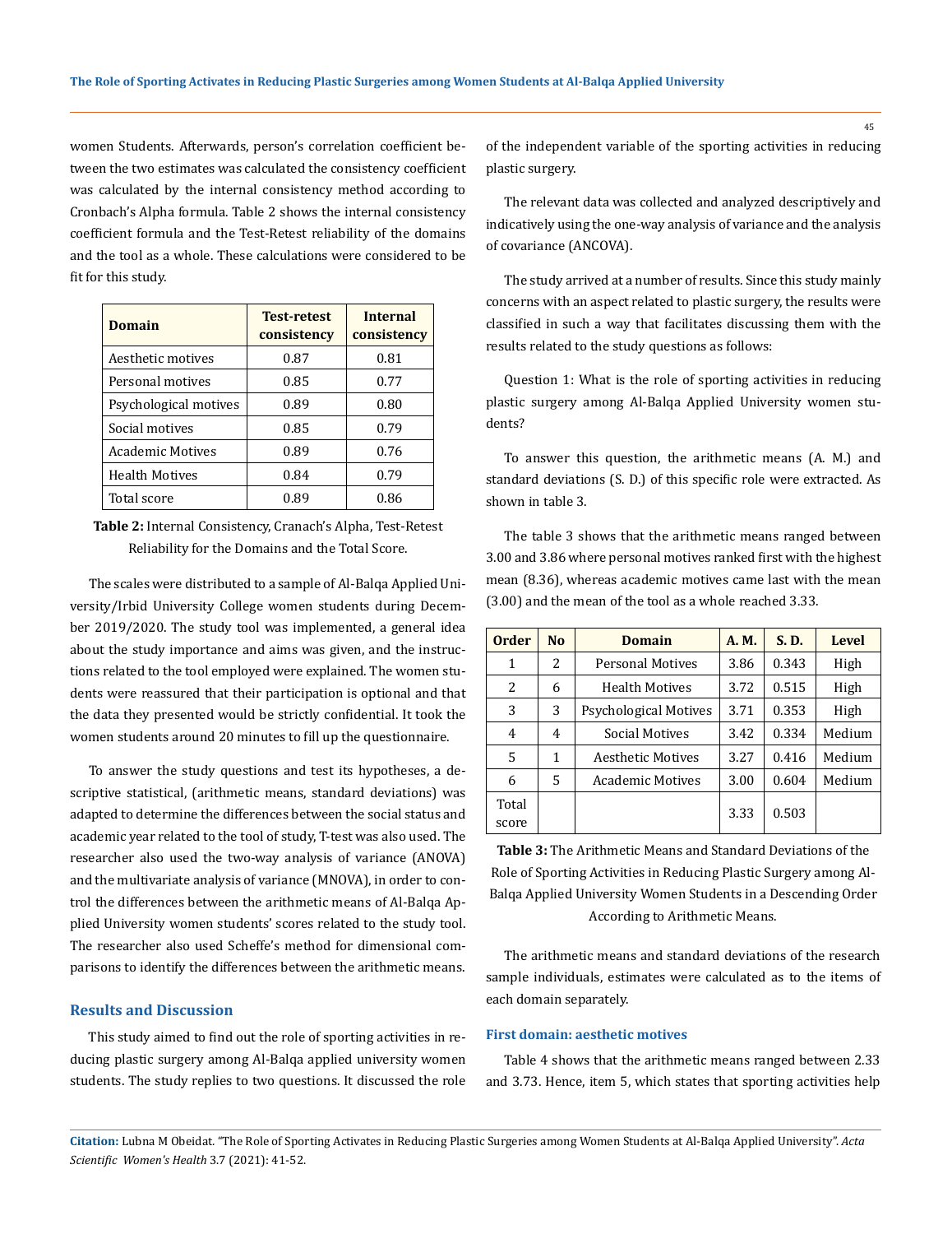women Students. Afterwards, person's correlation coefficient between the two estimates was calculated the consistency coefficient was calculated by the internal consistency method according to Cronbach's Alpha formula. Table 2 shows the internal consistency coefficient formula and the Test-Retest reliability of the domains and the tool as a whole. These calculations were considered to be fit for this study.

| Domain | Test-retest consistency | Internal consistency |
|---|---|---|
| Aesthetic motives | 0.87 | 0.81 |
| Personal motives | 0.85 | 0.77 |
| Psychological motives | 0.89 | 0.80 |
| Social motives | 0.85 | 0.79 |
| Academic Motives | 0.89 | 0.76 |
| Health Motives | 0.84 | 0.79 |
| Total score | 0.89 | 0.86 |

**Table 2:** Internal Consistency, Cranach's Alpha, Test-Retest Reliability for the Domains and the Total Score.

The scales were distributed to a sample of Al-Balqa Applied University/Irbid University College women students during December 2019/2020. The study tool was implemented, a general idea about the study importance and aims was given, and the instructions related to the tool employed were explained. The women students were reassured that their participation is optional and that the data they presented would be strictly confidential. It took the women students around 20 minutes to fill up the questionnaire.

To answer the study questions and test its hypotheses, a descriptive statistical, (arithmetic means, standard deviations) was adapted to determine the differences between the social status and academic year related to the tool of study, T-test was also used. The researcher also used the two-way analysis of variance (ANOVA) and the multivariate analysis of variance (MNOVA), in order to control the differences between the arithmetic means of Al-Balqa Applied University women students' scores related to the study tool. The researcher also used Scheffe's method for dimensional comparisons to identify the differences between the arithmetic means.

## Results and Discussion

This study aimed to find out the role of sporting activities in reducing plastic surgery among Al-Balqa applied university women students. The study replies to two questions. It discussed the role of the independent variable of the sporting activities in reducing plastic surgery.

The relevant data was collected and analyzed descriptively and indicatively using the one-way analysis of variance and the analysis of covariance (ANCOVA).

The study arrived at a number of results. Since this study mainly concerns with an aspect related to plastic surgery, the results were classified in such a way that facilitates discussing them with the results related to the study questions as follows:

Question 1: What is the role of sporting activities in reducing plastic surgery among Al-Balqa Applied University women students?

To answer this question, the arithmetic means (A. M.) and standard deviations (S. D.) of this specific role were extracted. As shown in table 3.

The table 3 shows that the arithmetic means ranged between 3.00 and 3.86 where personal motives ranked first with the highest mean (8.36), whereas academic motives came last with the mean (3.00) and the mean of the tool as a whole reached 3.33.

| Order | No | Domain | A. M. | S. D. | Level |
|---|---|---|---|---|---|
| 1 | 2 | Personal Motives | 3.86 | 0.343 | High |
| 2 | 6 | Health Motives | 3.72 | 0.515 | High |
| 3 | 3 | Psychological Motives | 3.71 | 0.353 | High |
| 4 | 4 | Social Motives | 3.42 | 0.334 | Medium |
| 5 | 1 | Aesthetic Motives | 3.27 | 0.416 | Medium |
| 6 | 5 | Academic Motives | 3.00 | 0.604 | Medium |
| Total score | | | 3.33 | 0.503 | |

**Table 3:** The Arithmetic Means and Standard Deviations of the Role of Sporting Activities in Reducing Plastic Surgery among Al-Balqa Applied University Women Students in a Descending Order According to Arithmetic Means.

The arithmetic means and standard deviations of the research sample individuals, estimates were calculated as to the items of each domain separately.

### First domain: aesthetic motives

Table 4 shows that the arithmetic means ranged between 2.33 and 3.73. Hence, item 5, which states that sporting activities help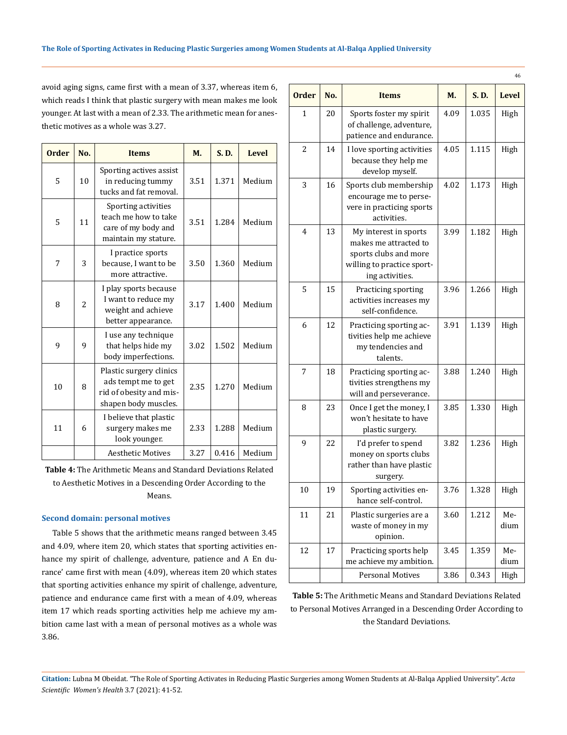avoid aging signs, came first with a mean of 3.37, whereas item 6, which reads I think that plastic surgery with mean makes me look younger. At last with a mean of 2.33. The arithmetic mean for anesthetic motives as a whole was 3.27.

| Order | No. | Items | M. | S. D. | Level |
|---|---|---|---|---|---|
| 5 | 10 | Sporting actives assist in reducing tummy tucks and fat removal. | 3.51 | 1.371 | Medium |
| 5 | 11 | Sporting activities teach me how to take care of my body and maintain my stature. | 3.51 | 1.284 | Medium |
| 7 | 3 | I practice sports because, I want to be more attractive. | 3.50 | 1.360 | Medium |
| 8 | 2 | I play sports because I want to reduce my weight and achieve better appearance. | 3.17 | 1.400 | Medium |
| 9 | 9 | I use any technique that helps hide my body imperfections. | 3.02 | 1.502 | Medium |
| 10 | 8 | Plastic surgery clinics ads tempt me to get rid of obesity and misshapen body muscles. | 2.35 | 1.270 | Medium |
| 11 | 6 | I believe that plastic surgery makes me look younger. | 2.33 | 1.288 | Medium |
| | | Aesthetic Motives | 3.27 | 0.416 | Medium |

**Table 4:** The Arithmetic Means and Standard Deviations Related to Aesthetic Motives in a Descending Order According to the Means.

### Second domain: personal motives

Table 5 shows that the arithmetic means ranged between 3.45 and 4.09, where item 20, which states that sporting activities enhance my spirit of challenge, adventure, patience and A En durance' came first with mean (4.09), whereas item 20 which states that sporting activities enhance my spirit of challenge, adventure, patience and endurance came first with a mean of 4.09, whereas item 17 which reads sporting activities help me achieve my ambition came last with a mean of personal motives as a whole was 3.86.

| Order | No. | Items | M. | S. D. | Level |
|---|---|---|---|---|---|
| 1 | 20 | Sports foster my spirit of challenge, adventure, patience and endurance. | 4.09 | 1.035 | High |
| 2 | 14 | I love sporting activities because they help me develop myself. | 4.05 | 1.115 | High |
| 3 | 16 | Sports club membership encourage me to persevere in practicing sports activities. | 4.02 | 1.173 | High |
| 4 | 13 | My interest in sports makes me attracted to sports clubs and more willing to practice sporting activities. | 3.99 | 1.182 | High |
| 5 | 15 | Practicing sporting activities increases my self-confidence. | 3.96 | 1.266 | High |
| 6 | 12 | Practicing sporting activities help me achieve my tendencies and talents. | 3.91 | 1.139 | High |
| 7 | 18 | Practicing sporting activities strengthens my will and perseverance. | 3.88 | 1.240 | High |
| 8 | 23 | Once I get the money, I won't hesitate to have plastic surgery. | 3.85 | 1.330 | High |
| 9 | 22 | I'd prefer to spend money on sports clubs rather than have plastic surgery. | 3.82 | 1.236 | High |
| 10 | 19 | Sporting activities enhance self-control. | 3.76 | 1.328 | High |
| 11 | 21 | Plastic surgeries are a waste of money in my opinion. | 3.60 | 1.212 | Medium |
| 12 | 17 | Practicing sports help me achieve my ambition. | 3.45 | 1.359 | Medium |
| | | Personal Motives | 3.86 | 0.343 | High |

**Table 5:** The Arithmetic Means and Standard Deviations Related to Personal Motives Arranged in a Descending Order According to the Standard Deviations.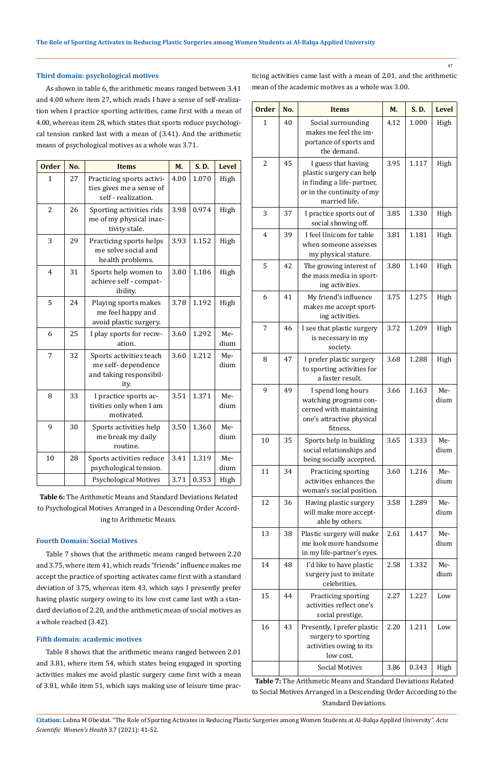### Third domain: psychological motives

As shown in table 6, the arithmetic means ranged between 3.41 and 4.00 where item 27, which reads I have a sense of self-realization when I practice sporting activities, came first with a mean of 4.00, whereas item 28, which states that sports reduce psychological tension ranked last with a mean of (3.41). And the arithmetic means of psychological motives as a whole was 3.71.

| Order | No. | Items | M. | S. D. | Level |
|---|---|---|---|---|---|
| 1 | 27 | Practicing sports activities gives me a sense of self - realization. | 4.00 | 1.070 | High |
| 2 | 26 | Sporting activities rids me of my physical inactivity stale. | 3.98 | 0.974 | High |
| 3 | 29 | Practicing sports helps me solve social and health problems. | 3.93 | 1.152 | High |
| 4 | 31 | Sports help women to achieve self - compatibility. | 3.80 | 1.186 | High |
| 5 | 24 | Playing sports makes me feel happy and avoid plastic surgery. | 3.78 | 1.192 | High |
| 6 | 25 | I play sports for recreation. | 3.60 | 1.292 | Medium |
| 7 | 32 | Sports activities teach me self- dependence and taking responsibility. | 3.60 | 1.212 | Medium |
| 8 | 33 | I practice sports activities only when I am motivated. | 3.51 | 1.371 | Medium |
| 9 | 30 | Sports activities help me break my daily routine. | 3.50 | 1.360 | Medium |
| 10 | 28 | Sports activities reduce psychological tension. | 3.41 | 1.319 | Medium |
| | | Psychological Motives | 3.71 | 0.353 | High |

**Table 6:** The Arithmetic Means and Standard Deviations Related to Psychological Motives Arranged in a Descending Order According to Arithmetic Means.

### Fourth Domain: Social Motives

Table 7 shows that the arithmetic means ranged between 2.20 and 3.75, where item 41, which reads "friends" influence makes me accept the practice of sporting activates came first with a standard deviation of 3.75, whereas item 43, which says I presently prefer having plastic surgery owing to its low cost came last with a standard deviation of 2.20, and the arithmetic mean of social motives as a whole reached (3.42).

### Fifth domain: academic motives

Table 8 shows that the arithmetic means ranged between 2.01 and 3.81, where item 54, which states being engaged in sporting activities makes me avoid plastic surgery came first with a mean of 3.81, while item 51, which says making use of leisure time practicing activities came last with a mean of 2.01, and the arithmetic mean of the academic motives as a whole was 3.00.

| Order | No. | Items | M. | S. D. | Level |
|---|---|---|---|---|---|
| 1 | 40 | Social surrounding makes me feel the importance of sports and the demand. | 4.12 | 1.000 | High |
| 2 | 45 | I guess that having plastic surgery can help in finding a life- partner, or in the continuity of my married life. | 3.95 | 1.117 | High |
| 3 | 37 | I practice sports out of social showing off. | 3.85 | 1.330 | High |
| 4 | 39 | I feel Unicom for table when someone assesses my physical stature. | 3.81 | 1.181 | High |
| 5 | 42 | The growing interest of the mass media in sporting activities. | 3.80 | 1.140 | High |
| 6 | 41 | My friend's influence makes me accept sporting activities. | 3.75 | 1.275 | High |
| 7 | 46 | I see that plastic surgery is necessary in my society. | 3.72 | 1.209 | High |
| 8 | 47 | I prefer plastic surgery to sporting activities for a faster result. | 3.68 | 1.288 | High |
| 9 | 49 | I spend long hours watching programs concerned with maintaining one's attractive physical fitness. | 3.66 | 1.163 | Medium |
| 10 | 35 | Sports help in building social relationships and being socially accepted. | 3.65 | 1.333 | Medium |
| 11 | 34 | Practicing sporting activities enhances the woman's social position. | 3.60 | 1.216 | Medium |
| 12 | 36 | Having plastic surgery will make more acceptable by others. | 3.58 | 1.289 | Medium |
| 13 | 38 | Plastic surgery will make me look more handsome in my life-partner's eyes. | 2.61 | 1.417 | Medium |
| 14 | 48 | I'd like to have plastic surgery just to imitate celebrities. | 2.58 | 1.332 | Medium |
| 15 | 44 | Practicing sporting activities reflect one's social prestige. | 2.27 | 1.227 | Low |
| 16 | 43 | Presently, I prefer plastic surgery to sporting activities owing to its low cost. | 2.20 | 1.211 | Low |
| | | Social Motives | 3.86 | 0.343 | High |

**Table 7:** The Arithmetic Means and Standard Deviations Related to Social Motives Arranged in a Descending Order According to the Standard Deviations.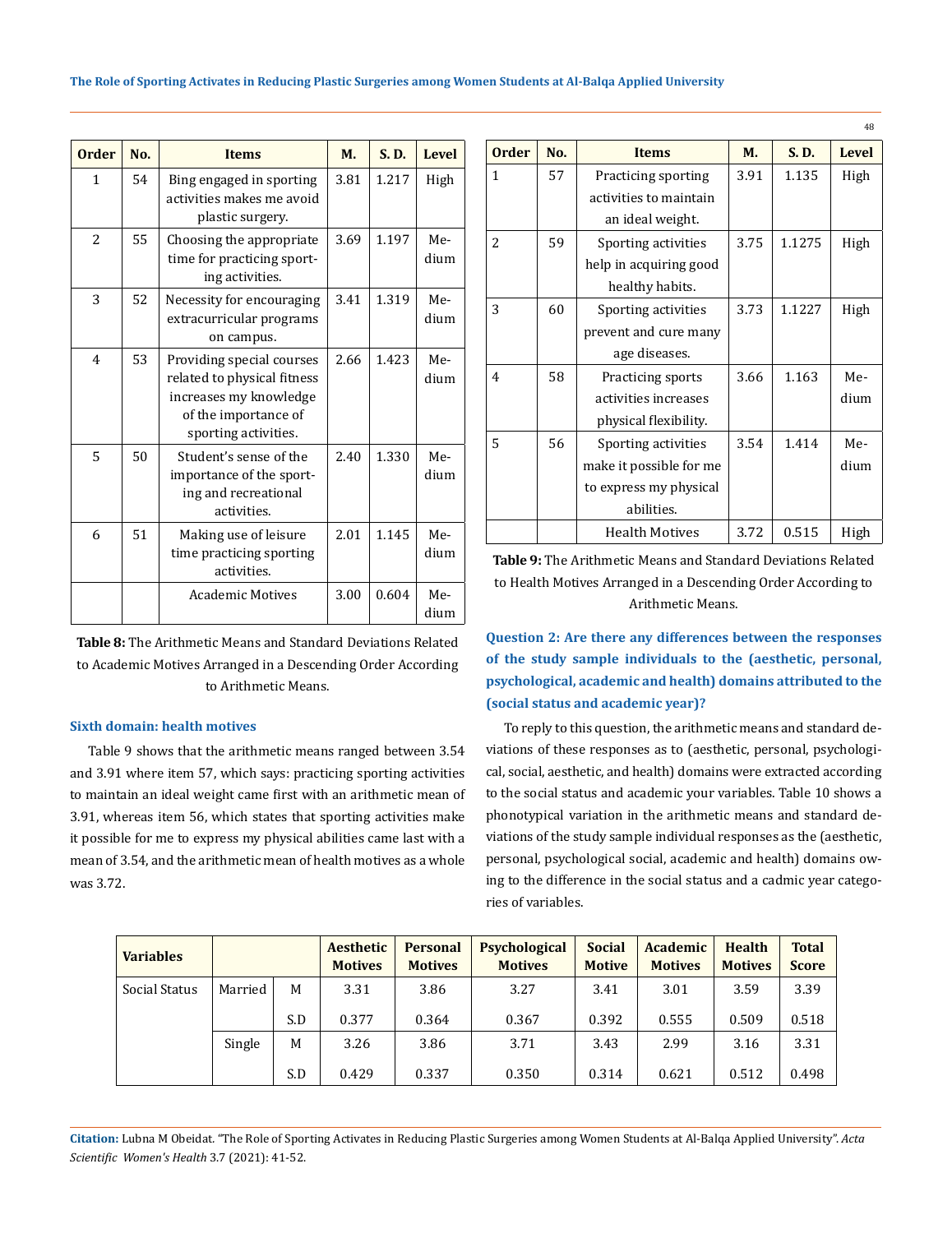| Order | No. | Items | M. | S. D. | Level |
|---|---|---|---|---|---|
| 1 | 54 | Bing engaged in sporting activities makes me avoid plastic surgery. | 3.81 | 1.217 | High |
| 2 | 55 | Choosing the appropriate time for practicing sporting activities. | 3.69 | 1.197 | Medium |
| 3 | 52 | Necessity for encouraging extracurricular programs on campus. | 3.41 | 1.319 | Medium |
| 4 | 53 | Providing special courses related to physical fitness increases my knowledge of the importance of sporting activities. | 2.66 | 1.423 | Medium |
| 5 | 50 | Student's sense of the importance of the sporting and recreational activities. | 2.40 | 1.330 | Medium |
| 6 | 51 | Making use of leisure time practicing sporting activities. | 2.01 | 1.145 | Medium |
| | | Academic Motives | 3.00 | 0.604 | Medium |

**Table 8:** The Arithmetic Means and Standard Deviations Related to Academic Motives Arranged in a Descending Order According to Arithmetic Means.

### Sixth domain: health motives

Table 9 shows that the arithmetic means ranged between 3.54 and 3.91 where item 57, which says: practicing sporting activities to maintain an ideal weight came first with an arithmetic mean of 3.91, whereas item 56, which states that sporting activities make it possible for me to express my physical abilities came last with a mean of 3.54, and the arithmetic mean of health motives as a whole was 3.72.

| Order | No. | Items | M. | S. D. | Level |
|---|---|---|---|---|---|
| 1 | 57 | Practicing sporting activities to maintain an ideal weight. | 3.91 | 1.135 | High |
| 2 | 59 | Sporting activities help in acquiring good healthy habits. | 3.75 | 1.1275 | High |
| 3 | 60 | Sporting activities prevent and cure many age diseases. | 3.73 | 1.1227 | High |
| 4 | 58 | Practicing sports activities increases physical flexibility. | 3.66 | 1.163 | Medium |
| 5 | 56 | Sporting activities make it possible for me to express my physical abilities. | 3.54 | 1.414 | Medium |
| | | Health Motives | 3.72 | 0.515 | High |

**Table 9:** The Arithmetic Means and Standard Deviations Related to Health Motives Arranged in a Descending Order According to Arithmetic Means.

### Question 2: Are there any differences between the responses of the study sample individuals to the (aesthetic, personal, psychological, academic and health) domains attributed to the (social status and academic year)?

To reply to this question, the arithmetic means and standard deviations of these responses as to (aesthetic, personal, psychological, social, aesthetic, and health) domains were extracted according to the social status and academic your variables. Table 10 shows a phonotypical variation in the arithmetic means and standard deviations of the study sample individual responses as the (aesthetic, personal, psychological social, academic and health) domains owing to the difference in the social status and a cadmic year categories of variables.

| Variables | | | Aesthetic Motives | Personal Motives | Psychological Motives | Social Motive | Academic Motives | Health Motives | Total Score |
|---|---|---|---|---|---|---|---|---|---|
| Social Status | Married | M | 3.31 | 3.86 | 3.27 | 3.41 | 3.01 | 3.59 | 3.39 |
| | | S.D | 0.377 | 0.364 | 0.367 | 0.392 | 0.555 | 0.509 | 0.518 |
| | Single | M | 3.26 | 3.86 | 3.71 | 3.43 | 2.99 | 3.16 | 3.31 |
| | | S.D | 0.429 | 0.337 | 0.350 | 0.314 | 0.621 | 0.512 | 0.498 |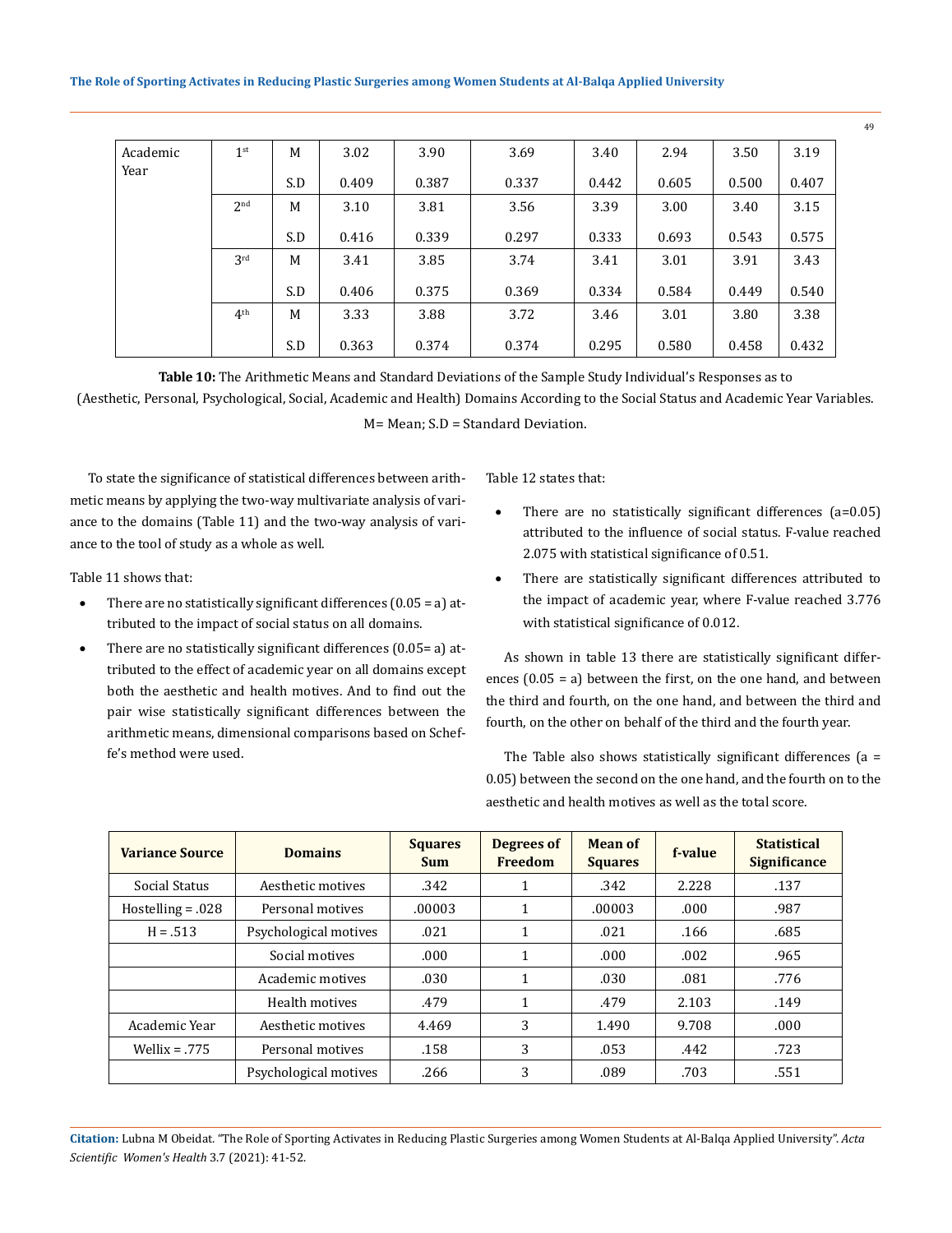| Academic Year | 1st | M | 3.02 | 3.90 | 3.69 | 3.40 | 2.94 | 3.50 | 3.19 |
|---|---|---|---|---|---|---|---|---|---|
| | | S.D | 0.409 | 0.387 | 0.337 | 0.442 | 0.605 | 0.500 | 0.407 |
| | 2nd | M | 3.10 | 3.81 | 3.56 | 3.39 | 3.00 | 3.40 | 3.15 |
| | | S.D | 0.416 | 0.339 | 0.297 | 0.333 | 0.693 | 0.543 | 0.575 |
| | 3rd | M | 3.41 | 3.85 | 3.74 | 3.41 | 3.01 | 3.91 | 3.43 |
| | | S.D | 0.406 | 0.375 | 0.369 | 0.334 | 0.584 | 0.449 | 0.540 |
| | 4th | M | 3.33 | 3.88 | 3.72 | 3.46 | 3.01 | 3.80 | 3.38 |
| | | S.D | 0.363 | 0.374 | 0.374 | 0.295 | 0.580 | 0.458 | 0.432 |

**Table 10:** The Arithmetic Means and Standard Deviations of the Sample Study Individual's Responses as to (Aesthetic, Personal, Psychological, Social, Academic and Health) Domains According to the Social Status and Academic Year Variables.

M= Mean; S.D = Standard Deviation.

To state the significance of statistical differences between arithmetic means by applying the two-way multivariate analysis of variance to the domains (Table 11) and the two-way analysis of variance to the tool of study as a whole as well.

Table 11 shows that:

- There are no statistically significant differences (0.05 = a) attributed to the impact of social status on all domains.
- There are no statistically significant differences (0.05= a) attributed to the effect of academic year on all domains except both the aesthetic and health motives. And to find out the pair wise statistically significant differences between the arithmetic means, dimensional comparisons based on Scheffe's method were used.

Table 12 states that:

- There are no statistically significant differences (a=0.05) attributed to the influence of social status. F-value reached 2.075 with statistical significance of 0.51.
- There are statistically significant differences attributed to the impact of academic year, where F-value reached 3.776 with statistical significance of 0.012.

As shown in table 13 there are statistically significant differences (0.05 = a) between the first, on the one hand, and between the third and fourth, on the one hand, and between the third and fourth, on the other on behalf of the third and the fourth year.

The Table also shows statistically significant differences (a = 0.05) between the second on the one hand, and the fourth on to the aesthetic and health motives as well as the total score.

| Variance Source | Domains | Squares Sum | Degrees of Freedom | Mean of Squares | f-value | Statistical Significance |
|---|---|---|---|---|---|---|
| Social Status | Aesthetic motives | .342 | 1 | .342 | 2.228 | .137 |
| Hostelling = .028 | Personal motives | .00003 | 1 | .00003 | .000 | .987 |
| H = .513 | Psychological motives | .021 | 1 | .021 | .166 | .685 |
| | Social motives | .000 | 1 | .000 | .002 | .965 |
| | Academic motives | .030 | 1 | .030 | .081 | .776 |
| | Health motives | .479 | 1 | .479 | 2.103 | .149 |
| Academic Year | Aesthetic motives | 4.469 | 3 | 1.490 | 9.708 | .000 |
| Wellix = .775 | Personal motives | .158 | 3 | .053 | .442 | .723 |
| | Psychological motives | .266 | 3 | .089 | .703 | .551 |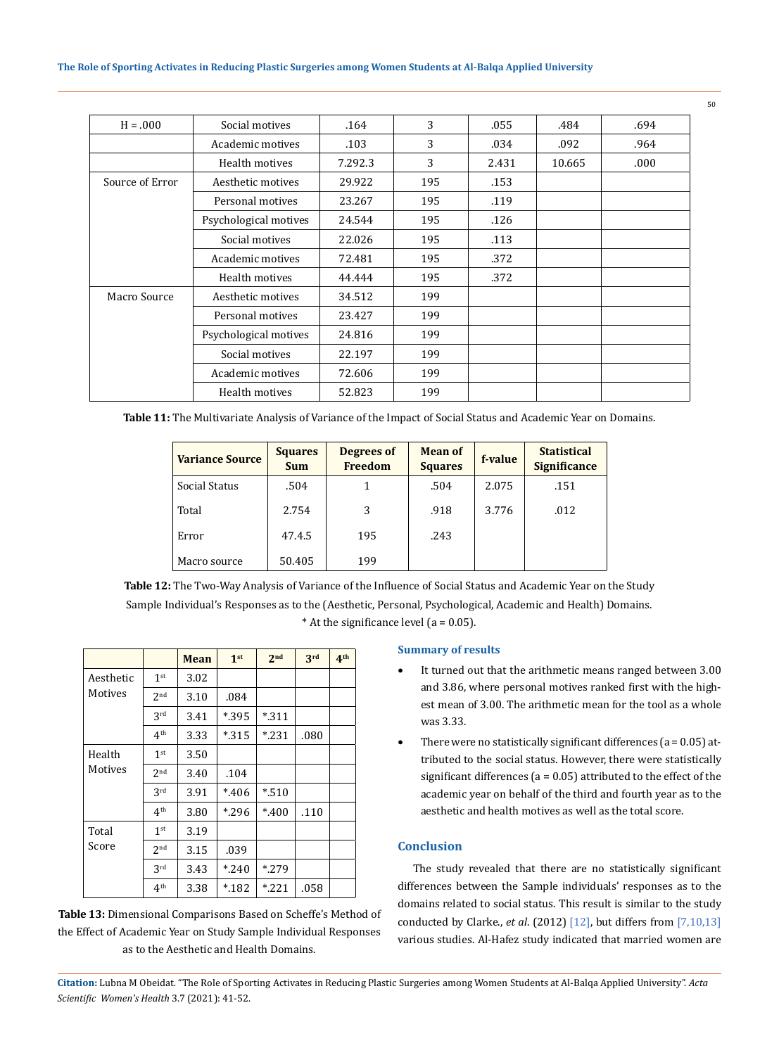| H = .000 | Social motives | .164 | 3 | .055 | .484 | .694 |
|---|---|---|---|---|---|---|
| | Academic motives | .103 | 3 | .034 | .092 | .964 |
| | Health motives | 7.292.3 | 3 | 2.431 | 10.665 | .000 |
| Source of Error | Aesthetic motives | 29.922 | 195 | .153 | | |
| | Personal motives | 23.267 | 195 | .119 | | |
| | Psychological motives | 24.544 | 195 | .126 | | |
| | Social motives | 22.026 | 195 | .113 | | |
| | Academic motives | 72.481 | 195 | .372 | | |
| | Health motives | 44.444 | 195 | .372 | | |
| Macro Source | Aesthetic motives | 34.512 | 199 | | | |
| | Personal motives | 23.427 | 199 | | | |
| | Psychological motives | 24.816 | 199 | | | |
| | Social motives | 22.197 | 199 | | | |
| | Academic motives | 72.606 | 199 | | | |
| | Health motives | 52.823 | 199 | | | |

**Table 11:** The Multivariate Analysis of Variance of the Impact of Social Status and Academic Year on Domains.

| Variance Source | Squares Sum | Degrees of Freedom | Mean of Squares | f-value | Statistical Significance |
|---|---|---|---|---|---|
| Social Status | .504 | 1 | .504 | 2.075 | .151 |
| Total | 2.754 | 3 | .918 | 3.776 | .012 |
| Error | 47.4.5 | 195 | .243 | | |
| Macro source | 50.405 | 199 | | | |

**Table 12:** The Two-Way Analysis of Variance of the Influence of Social Status and Academic Year on the Study Sample Individual's Responses as to the (Aesthetic, Personal, Psychological, Academic and Health) Domains.

* At the significance level (a = 0.05).

| | | Mean | 1st | 2nd | 3rd | 4th |
|---|---|---|---|---|---|---|
| Aesthetic Motives | 1st | 3.02 | | | | |
| | 2nd | 3.10 | .084 | | | |
| | 3rd | 3.41 | *.395 | *.311 | | |
| | 4th | 3.33 | *.315 | *.231 | .080 | |
| Health Motives | 1st | 3.50 | | | | |
| | 2nd | 3.40 | .104 | | | |
| | 3rd | 3.91 | *.406 | *.510 | | |
| | 4th | 3.80 | *.296 | *.400 | .110 | |
| Total Score | 1st | 3.19 | | | | |
| | 2nd | 3.15 | .039 | | | |
| | 3rd | 3.43 | *.240 | *.279 | | |
| | 4th | 3.38 | *.182 | *.221 | .058 | |

**Table 13:** Dimensional Comparisons Based on Scheffe's Method of the Effect of Academic Year on Study Sample Individual Responses as to the Aesthetic and Health Domains.

### Summary of results

- It turned out that the arithmetic means ranged between 3.00 and 3.86, where personal motives ranked first with the highest mean of 3.00. The arithmetic mean for the tool as a whole was 3.33.
- There were no statistically significant differences (a = 0.05) attributed to the social status. However, there were statistically significant differences (a = 0.05) attributed to the effect of the academic year on behalf of the third and fourth year as to the aesthetic and health motives as well as the total score.

## Conclusion

The study revealed that there are no statistically significant differences between the Sample individuals' responses as to the domains related to social status. This result is similar to the study conducted by Clarke., *et al*. (2012) [12], but differs from [7,10,13] various studies. Al-Hafez study indicated that married women are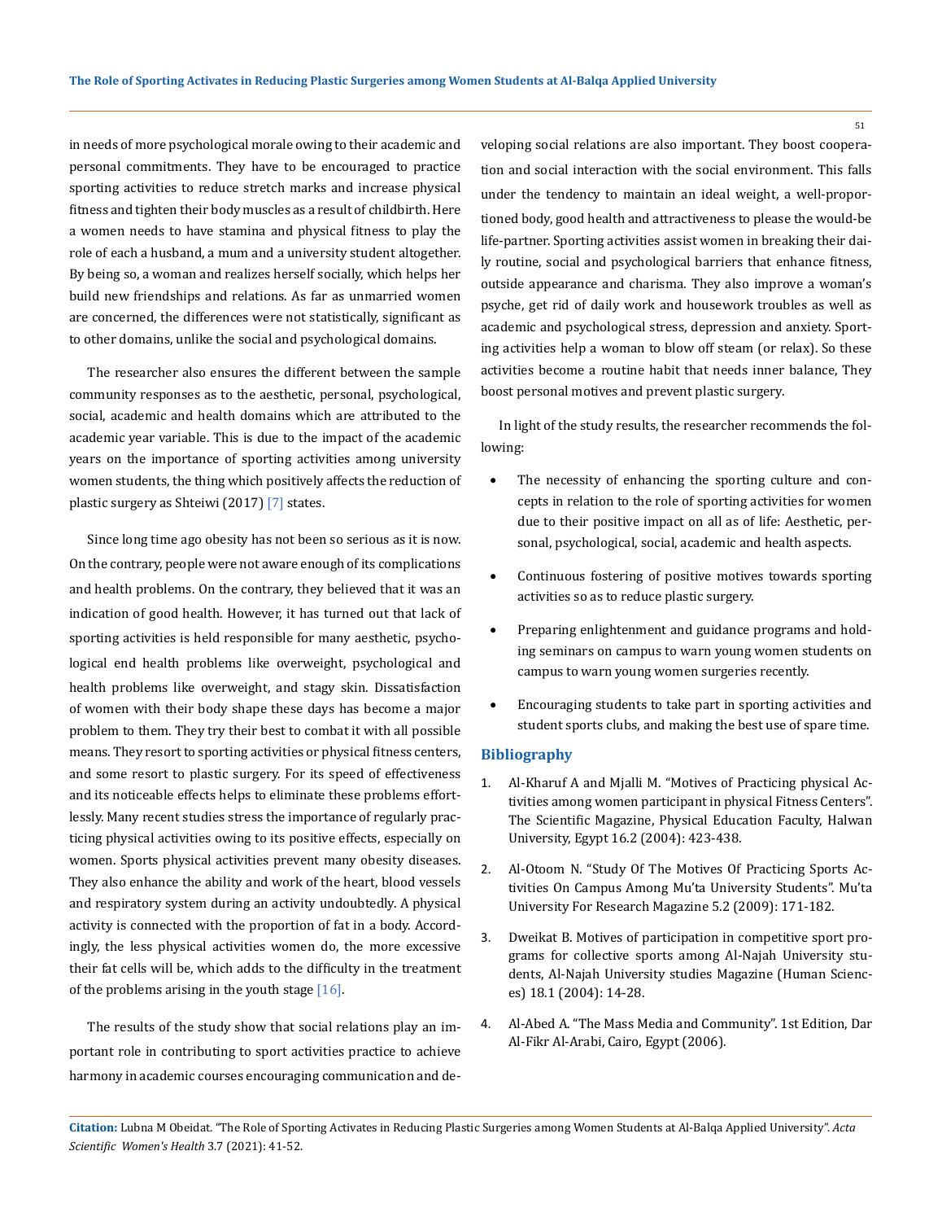in needs of more psychological morale owing to their academic and personal commitments. They have to be encouraged to practice sporting activities to reduce stretch marks and increase physical fitness and tighten their body muscles as a result of childbirth. Here a women needs to have stamina and physical fitness to play the role of each a husband, a mum and a university student altogether. By being so, a woman and realizes herself socially, which helps her build new friendships and relations. As far as unmarried women are concerned, the differences were not statistically, significant as to other domains, unlike the social and psychological domains.

The researcher also ensures the different between the sample community responses as to the aesthetic, personal, psychological, social, academic and health domains which are attributed to the academic year variable. This is due to the impact of the academic years on the importance of sporting activities among university women students, the thing which positively affects the reduction of plastic surgery as Shteiwi (2017) [7] states.

Since long time ago obesity has not been so serious as it is now. On the contrary, people were not aware enough of its complications and health problems. On the contrary, they believed that it was an indication of good health. However, it has turned out that lack of sporting activities is held responsible for many aesthetic, psychological end health problems like overweight, psychological and health problems like overweight, and stagy skin. Dissatisfaction of women with their body shape these days has become a major problem to them. They try their best to combat it with all possible means. They resort to sporting activities or physical fitness centers, and some resort to plastic surgery. For its speed of effectiveness and its noticeable effects helps to eliminate these problems effortlessly. Many recent studies stress the importance of regularly practicing physical activities owing to its positive effects, especially on women. Sports physical activities prevent many obesity diseases. They also enhance the ability and work of the heart, blood vessels and respiratory system during an activity undoubtedly. A physical activity is connected with the proportion of fat in a body. Accordingly, the less physical activities women do, the more excessive their fat cells will be, which adds to the difficulty in the treatment of the problems arising in the youth stage [16].

The results of the study show that social relations play an important role in contributing to sport activities practice to achieve harmony in academic courses encouraging communication and developing social relations are also important. They boost cooperation and social interaction with the social environment. This falls under the tendency to maintain an ideal weight, a well-proportioned body, good health and attractiveness to please the would-be life-partner. Sporting activities assist women in breaking their daily routine, social and psychological barriers that enhance fitness, outside appearance and charisma. They also improve a woman's psyche, get rid of daily work and housework troubles as well as academic and psychological stress, depression and anxiety. Sporting activities help a woman to blow off steam (or relax). So these activities become a routine habit that needs inner balance, They boost personal motives and prevent plastic surgery.

In light of the study results, the researcher recommends the following:

- The necessity of enhancing the sporting culture and concepts in relation to the role of sporting activities for women due to their positive impact on all as of life: Aesthetic, personal, psychological, social, academic and health aspects.
- Continuous fostering of positive motives towards sporting activities so as to reduce plastic surgery.
- Preparing enlightenment and guidance programs and holding seminars on campus to warn young women students on campus to warn young women surgeries recently.
- Encouraging students to take part in sporting activities and student sports clubs, and making the best use of spare time.

## Bibliography

1. Al-Kharuf A and Mjalli M. "Motives of Practicing physical Activities among women participant in physical Fitness Centers". The Scientific Magazine, Physical Education Faculty, Halwan University, Egypt 16.2 (2004): 423-438.
2. Al-Otoom N. "Study Of The Motives Of Practicing Sports Activities On Campus Among Mu'ta University Students". Mu'ta University For Research Magazine 5.2 (2009): 171-182.
3. Dweikat B. Motives of participation in competitive sport programs for collective sports among Al-Najah University students, Al-Najah University studies Magazine (Human Sciences) 18.1 (2004): 14-28.
4. Al-Abed A. "The Mass Media and Community". 1st Edition, Dar Al-Fikr Al-Arabi, Cairo, Egypt (2006).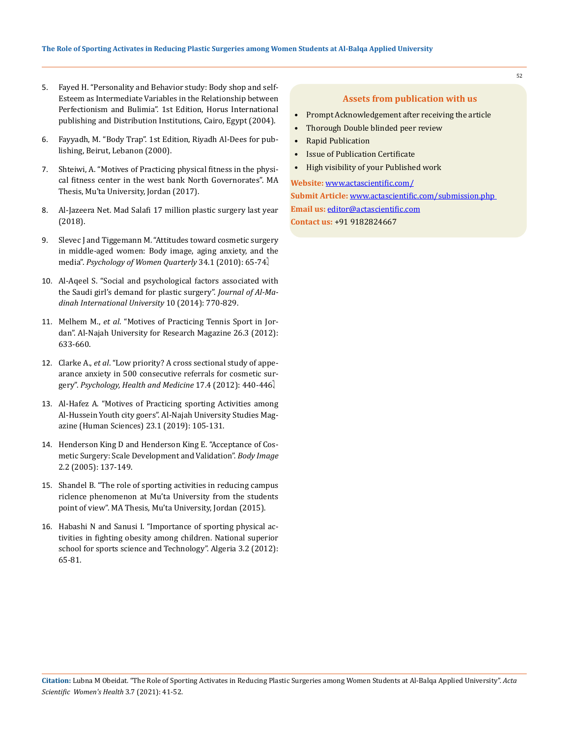5. Fayed H. "Personality and Behavior study: Body shop and self-Esteem as Intermediate Variables in the Relationship between Perfectionism and Bulimia". 1st Edition, Horus International publishing and Distribution Institutions, Cairo, Egypt (2004).

6. Fayyadh, M. "Body Trap". 1st Edition, Riyadh Al-Dees for publishing, Beirut, Lebanon (2000).

7. Shteiwi, A. "Motives of Practicing physical fitness in the physical fitness center in the west bank North Governorates". MA Thesis, Mu'ta University, Jordan (2017).

8. Al-Jazeera Net. Mad Salafi 17 million plastic surgery last year (2018).

9. Slevec J and Tiggemann M. "Attitudes toward cosmetic surgery in middle-aged women: Body image, aging anxiety, and the media". *Psychology of Women Quarterly* 34.1 (2010): 65-74.

10. Al-Aqeel S. "Social and psychological factors associated with the Saudi girl's demand for plastic surgery". *Journal of Al-Madinah International University* 10 (2014): 770-829.

11. Melhem M., *et al*. "Motives of Practicing Tennis Sport in Jordan". Al-Najah University for Research Magazine 26.3 (2012): 633-660.

12. Clarke A., *et al*. "Low priority? A cross sectional study of appearance anxiety in 500 consecutive referrals for cosmetic surgery". *Psychology, Health and Medicine* 17.4 (2012): 440-446.

13. Al-Hafez A. "Motives of Practicing sporting Activities among Al-Hussein Youth city goers". Al-Najah University Studies Magazine (Human Sciences) 23.1 (2019): 105-131.

14. Henderson King D and Henderson King E. "Acceptance of Cosmetic Surgery: Scale Development and Validation". *Body Image* 2.2 (2005): 137-149.

15. Shandel B. "The role of sporting activities in reducing campus riclence phenomenon at Mu'ta University from the students point of view". MA Thesis, Mu'ta University, Jordan (2015).

16. Habashi N and Sanusi I. "Importance of sporting physical activities in fighting obesity among children. National superior school for sports science and Technology". Algeria 3.2 (2012): 65-81.

### Assets from publication with us

- Prompt Acknowledgement after receiving the article
- Thorough Double blinded peer review
- Rapid Publication
- Issue of Publication Certificate
- High visibility of your Published work

**Website:** www.actascientific.com/

**Submit Article:** www.actascientific.com/submission.php

**Email us:** editor@actascientific.com

**Contact us:** +91 9182824667